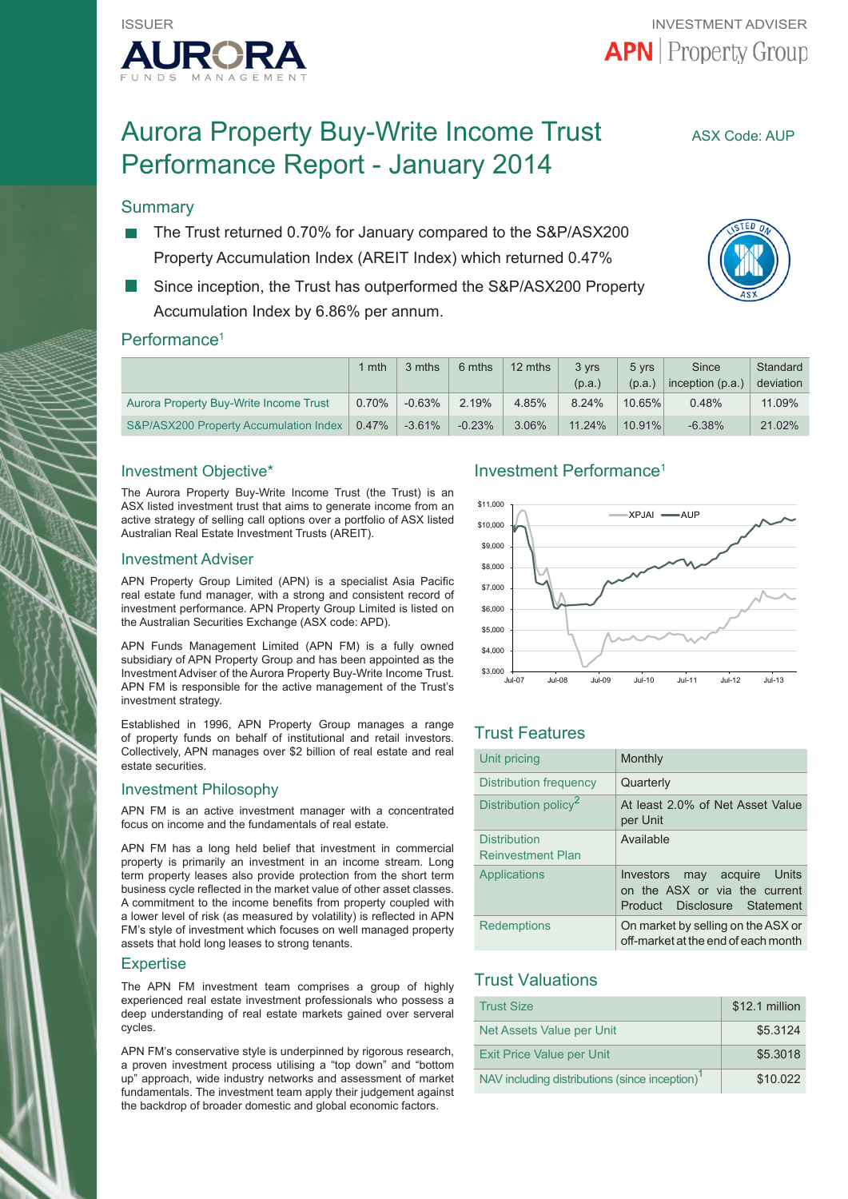ISSUER

AURORA FUNDS MANAGEMENT

INVESTMENT ADVISER

APN | Property Group

# Aurora Property Buy-Write Income Trust Performance Report - January 2014

ASX Code: AUP

## Summary

- The Trust returned 0.70% for January compared to the S&P/ASX200 Property Accumulation Index (AREIT Index) which returned 0.47%
- Since inception, the Trust has outperformed the S&P/ASX200 Property Accumulation Index by 6.86% per annum.

## Performance[1]

| | 1 mth | 3 mths | 6 mths | 12 mths | 3 yrs (p.a.) | 5 yrs (p.a.) | Since inception (p.a.) | Standard deviation |
|---|---|---|---|---|---|---|---|---|
| Aurora Property Buy-Write Income Trust | 0.70% | -0.63% | 2.19% | 4.85% | 8.24% | 10.65% | 0.48% | 11.09% |
| S&P/ASX200 Property Accumulation Index | 0.47% | -3.61% | -0.23% | 3.06% | 11.24% | 10.91% | -6.38% | 21.02% |

## Investment Objective*

The Aurora Property Buy-Write Income Trust (the Trust) is an ASX listed investment trust that aims to generate income from an active strategy of selling call options over a portfolio of ASX listed Australian Real Estate Investment Trusts (AREIT).

## Investment Adviser

APN Property Group Limited (APN) is a specialist Asia Pacific real estate fund manager, with a strong and consistent record of investment performance. APN Property Group Limited is listed on the Australian Securities Exchange (ASX code: APD).

APN Funds Management Limited (APN FM) is a fully owned subsidiary of APN Property Group and has been appointed as the Investment Adviser of the Aurora Property Buy-Write Income Trust. APN FM is responsible for the active management of the Trust's investment strategy.

Established in 1996, APN Property Group manages a range of property funds on behalf of institutional and retail investors. Collectively, APN manages over $2 billion of real estate and real estate securities.

## Investment Philosophy

APN FM is an active investment manager with a concentrated focus on income and the fundamentals of real estate.

APN FM has a long held belief that investment in commercial property is primarily an investment in an income stream. Long term property leases also provide protection from the short term business cycle reflected in the market value of other asset classes. A commitment to the income benefits from property coupled with a lower level of risk (as measured by volatility) is reflected in APN FM's style of investment which focuses on well managed property assets that hold long leases to strong tenants.

## Expertise

The APN FM investment team comprises a group of highly experienced real estate investment professionals who possess a deep understanding of real estate markets gained over serveral cycles.

APN FM's conservative style is underpinned by rigorous research, a proven investment process utilising a "top down" and "bottom up" approach, wide industry networks and assessment of market fundamentals. The investment team apply their judgement against the backdrop of broader domestic and global economic factors.

## Investment Performance[1]

Chart legend: XPJAI, AUP. Y-axis: $3,000 to $11,000. X-axis: Jul-07, Jul-08, Jul-09, Jul-10, Jul-11, Jul-12, Jul-13.

## Trust Features

| | |
|---|---|
| Unit pricing | Monthly |
| Distribution frequency | Quarterly |
| Distribution policy[2] | At least 2.0% of Net Asset Value per Unit |
| Distribution Reinvestment Plan | Available |
| Applications | Investors may acquire Units on the ASX or via the current Product Disclosure Statement |
| Redemptions | On market by selling on the ASX or off-market at the end of each month |

## Trust Valuations

| | |
|---|---|
| Trust Size | $12.1 million |
| Net Assets Value per Unit | $5.3124 |
| Exit Price Value per Unit | $5.3018 |
| NAV including distributions (since inception)[1] | $10.022 |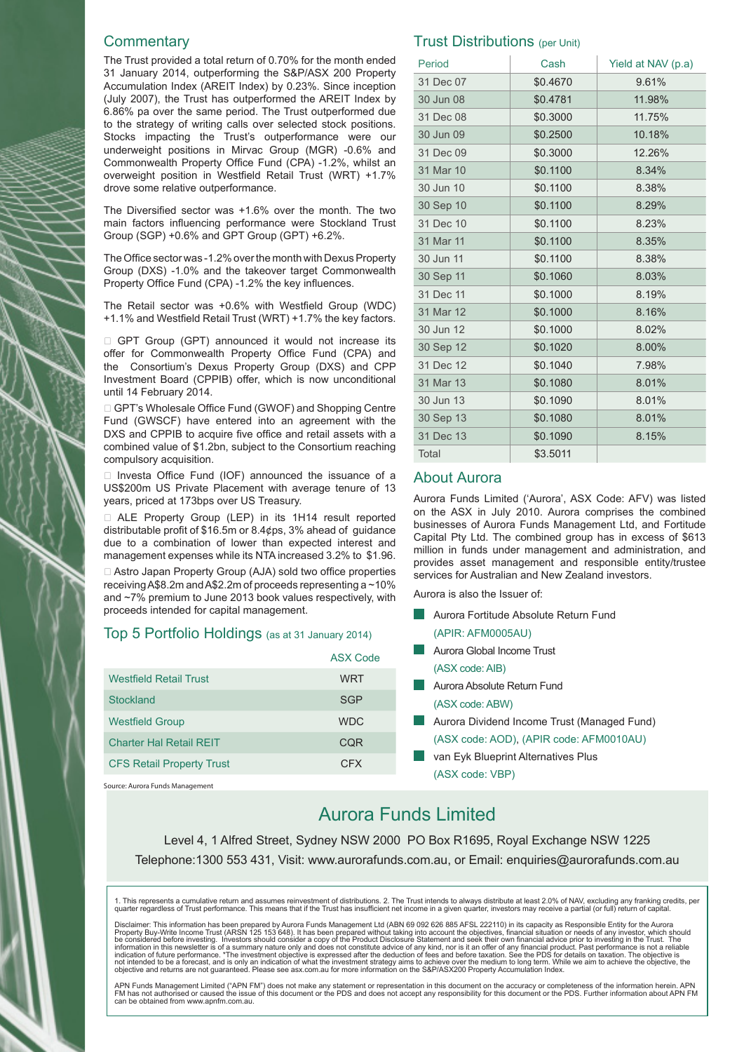## Commentary

The Trust provided a total return of 0.70% for the month ended 31 January 2014, outperforming the S&P/ASX 200 Property Accumulation Index (AREIT Index) by 0.23%. Since inception (July 2007), the Trust has outperformed the AREIT Index by 6.86% pa over the same period. The Trust outperformed due to the strategy of writing calls over selected stock positions. Stocks impacting the Trust's outperformance were our underweight positions in Mirvac Group (MGR) -0.6% and Commonwealth Property Office Fund (CPA) -1.2%, whilst an overweight position in Westfield Retail Trust (WRT) +1.7% drove some relative outperformance.

The Diversified sector was +1.6% over the month. The two main factors influencing performance were Stockland Trust Group (SGP) +0.6% and GPT Group (GPT) +6.2%.

The Office sector was -1.2% over the month with Dexus Property Group (DXS) -1.0% and the takeover target Commonwealth Property Office Fund (CPA) -1.2% the key influences.

The Retail sector was +0.6% with Westfield Group (WDC) +1.1% and Westfield Retail Trust (WRT) +1.7% the key factors.

- GPT Group (GPT) announced it would not increase its offer for Commonwealth Property Office Fund (CPA) and the Consortium's Dexus Property Group (DXS) and CPP Investment Board (CPPIB) offer, which is now unconditional until 14 February 2014.
- GPT's Wholesale Office Fund (GWOF) and Shopping Centre Fund (GWSCF) have entered into an agreement with the DXS and CPPIB to acquire five office and retail assets with a combined value of $1.2bn, subject to the Consortium reaching compulsory acquisition.
- Investa Office Fund (IOF) announced the issuance of a US$200m US Private Placement with average tenure of 13 years, priced at 173bps over US Treasury.
- ALE Property Group (LEP) in its 1H14 result reported distributable profit of $16.5m or 8.4¢ps, 3% ahead of guidance due to a combination of lower than expected interest and management expenses while its NTA increased 3.2% to $1.96.
- Astro Japan Property Group (AJA) sold two office properties receiving A$8.2m and A$2.2m of proceeds representing a ~10% and ~7% premium to June 2013 book values respectively, with proceeds intended for capital management.

## Top 5 Portfolio Holdings (as at 31 January 2014)

| | ASX Code |
|---|---|
| Westfield Retail Trust | WRT |
| Stockland | SGP |
| Westfield Group | WDC |
| Charter Hal Retail REIT | CQR |
| CFS Retail Property Trust | CFX |

Source: Aurora Funds Management

## Trust Distributions (per Unit)

| Period | Cash | Yield at NAV (p.a) |
|---|---|---|
| 31 Dec 07 | $0.4670 | 9.61% |
| 30 Jun 08 | $0.4781 | 11.98% |
| 31 Dec 08 | $0.3000 | 11.75% |
| 30 Jun 09 | $0.2500 | 10.18% |
| 31 Dec 09 | $0.3000 | 12.26% |
| 31 Mar 10 | $0.1100 | 8.34% |
| 30 Jun 10 | $0.1100 | 8.38% |
| 30 Sep 10 | $0.1100 | 8.29% |
| 31 Dec 10 | $0.1100 | 8.23% |
| 31 Mar 11 | $0.1100 | 8.35% |
| 30 Jun 11 | $0.1100 | 8.38% |
| 30 Sep 11 | $0.1060 | 8.03% |
| 31 Dec 11 | $0.1000 | 8.19% |
| 31 Mar 12 | $0.1000 | 8.16% |
| 30 Jun 12 | $0.1000 | 8.02% |
| 30 Sep 12 | $0.1020 | 8.00% |
| 31 Dec 12 | $0.1040 | 7.98% |
| 31 Mar 13 | $0.1080 | 8.01% |
| 30 Jun 13 | $0.1090 | 8.01% |
| 30 Sep 13 | $0.1080 | 8.01% |
| 31 Dec 13 | $0.1090 | 8.15% |
| Total | $3.5011 | |

## About Aurora

Aurora Funds Limited ('Aurora', ASX Code: AFV) was listed on the ASX in July 2010. Aurora comprises the combined businesses of Aurora Funds Management Ltd, and Fortitude Capital Pty Ltd. The combined group has in excess of $613 million in funds under management and administration, and provides asset management and responsible entity/trustee services for Australian and New Zealand investors.

Aurora is also the Issuer of:

- Aurora Fortitude Absolute Return Fund
  (APIR: AFM0005AU)
- Aurora Global Income Trust
  (ASX code: AIB)
- Aurora Absolute Return Fund
  (ASX code: ABW)
- Aurora Dividend Income Trust (Managed Fund)
  (ASX code: AOD), (APIR code: AFM0010AU)
- van Eyk Blueprint Alternatives Plus
  (ASX code: VBP)

## Aurora Funds Limited

Level 4, 1 Alfred Street, Sydney NSW 2000 PO Box R1695, Royal Exchange NSW 1225

Telephone:1300 553 431, Visit: www.aurorafunds.com.au, or Email: enquiries@aurorafunds.com.au

1. This represents a cumulative return and assumes reinvestment of distributions. 2. The Trust intends to always distribute at least 2.0% of NAV, excluding any franking credits, per quarter regardless of Trust performance. This means that if the Trust has insufficient net income in a given quarter, investors may receive a partial (or full) return of capital.

Disclaimer: This information has been prepared by Aurora Funds Management Ltd (ABN 69 092 626 885 AFSL 222110) in its capacity as Responsible Entity for the Aurora Property Buy-Write Income Trust (ARSN 125 153 648). It has been prepared without taking into account the objectives, financial situation or needs of any investor, which should be considered before investing. Investors should consider a copy of the Product Disclosure Statement and seek their own financial advice prior to investing in the Trust. The information in this newsletter is of a summary nature only and does not constitute advice of any kind, nor is it an offer of any financial product. Past performance is not a reliable indication of future performance. *The investment objective is expressed after the deduction of fees and before taxation. See the PDS for details on taxation. The objective is not intended to be a forecast, and is only an indication of what the investment strategy aims to achieve over the medium to long term. While we aim to achieve the objective, the objective and returns are not guaranteed. Please see asx.com.au for more information on the S&P/ASX200 Property Accumulation Index.

APN Funds Management Limited ("APN FM") does not make any statement or representation in this document on the accuracy or completeness of the information herein. APN FM has not authorised or caused the issue of this document or the PDS and does not accept any responsibility for this document or the PDS. Further information about APN FM can be obtained from www.apnfm.com.au.